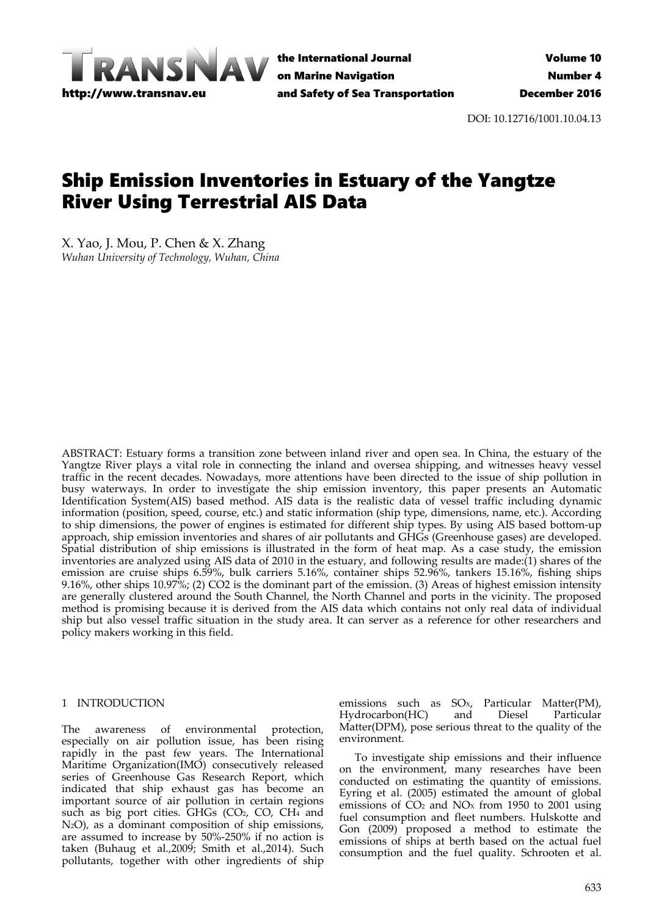# Ship Emission Inventories in Estuary of the Yangtze River Using Terrestrial AIS Data

X. Yao, J. Mou, P. Chen & X. Zhang
*Wuhan University of Technology, Wuhan, China*

ABSTRACT: Estuary forms a transition zone between inland river and open sea. In China, the estuary of the Yangtze River plays a vital role in connecting the inland and oversea shipping, and witnesses heavy vessel traffic in the recent decades. Nowadays, more attentions have been directed to the issue of ship pollution in busy waterways. In order to investigate the ship emission inventory, this paper presents an Automatic Identification System(AIS) based method. AIS data is the realistic data of vessel traffic including dynamic information (position, speed, course, etc.) and static information (ship type, dimensions, name, etc.). According to ship dimensions, the power of engines is estimated for different ship types. By using AIS based bottom-up approach, ship emission inventories and shares of air pollutants and GHGs (Greenhouse gases) are developed. Spatial distribution of ship emissions is illustrated in the form of heat map. As a case study, the emission inventories are analyzed using AIS data of 2010 in the estuary, and following results are made:(1) shares of the emission are cruise ships 6.59%, bulk carriers 5.16%, container ships 52.96%, tankers 15.16%, fishing ships 9.16%, other ships 10.97%; (2) CO2 is the dominant part of the emission. (3) Areas of highest emission intensity are generally clustered around the South Channel, the North Channel and ports in the vicinity. The proposed method is promising because it is derived from the AIS data which contains not only real data of individual ship but also vessel traffic situation in the study area. It can server as a reference for other researchers and policy makers working in this field.

## 1 INTRODUCTION

The awareness of environmental protection, especially on air pollution issue, has been rising rapidly in the past few years. The International Maritime Organization(IMO) consecutively released series of Greenhouse Gas Research Report, which indicated that ship exhaust gas has become an important source of air pollution in certain regions such as big port cities. GHGs ($CO_2$, CO, $CH_4$ and $N_2O$), as a dominant composition of ship emissions, are assumed to increase by 50%-250% if no action is taken (Buhaug et al.,2009; Smith et al.,2014). Such pollutants, together with other ingredients of ship emissions such as $SO_X$, Particular Matter(PM), Hydrocarbon(HC) and Diesel Particular Matter(DPM), pose serious threat to the quality of the environment.

To investigate ship emissions and their influence on the environment, many researches have been conducted on estimating the quantity of emissions. Eyring et al. (2005) estimated the amount of global emissions of $CO_2$ and $NO_X$ from 1950 to 2001 using fuel consumption and fleet numbers. Hulskotte and Gon (2009) proposed a method to estimate the emissions of ships at berth based on the actual fuel consumption and the fuel quality. Schrooten et al.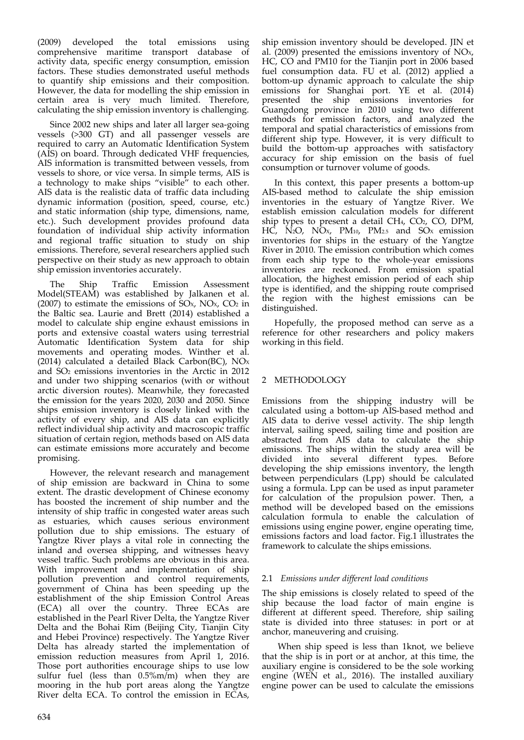(2009) developed the total emissions using comprehensive maritime transport database of activity data, specific energy consumption, emission factors. These studies demonstrated useful methods to quantify ship emissions and their composition. However, the data for modelling the ship emission in certain area is very much limited. Therefore, calculating the ship emission inventory is challenging.

Since 2002 new ships and later all larger sea-going vessels (>300 GT) and all passenger vessels are required to carry an Automatic Identification System (AIS) on board. Through dedicated VHF frequencies, AIS information is transmitted between vessels, from vessels to shore, or vice versa. In simple terms, AIS is a technology to make ships "visible" to each other. AIS data is the realistic data of traffic data including dynamic information (position, speed, course, etc.) and static information (ship type, dimensions, name, etc.). Such development provides profound data foundation of individual ship activity information and regional traffic situation to study on ship emissions. Therefore, several researchers applied such perspective on their study as new approach to obtain ship emission inventories accurately.

The Ship Traffic Emission Assessment Model(STEAM) was established by Jalkanen et al. (2007) to estimate the emissions of $SO_X$, $NO_X$, $CO_2$ in the Baltic sea. Laurie and Brett (2014) established a model to calculate ship engine exhaust emissions in ports and extensive coastal waters using terrestrial Automatic Identification System data for ship movements and operating modes. Winther et al. (2014) calculated a detailed Black Carbon(BC), $NO_X$ and $SO_2$ emissions inventories in the Arctic in 2012 and under two shipping scenarios (with or without arctic diversion routes). Meanwhile, they forecasted the emission for the years 2020, 2030 and 2050. Since ships emission inventory is closely linked with the activity of every ship, and AIS data can explicitly reflect individual ship activity and macroscopic traffic situation of certain region, methods based on AIS data can estimate emissions more accurately and become promising.

However, the relevant research and management of ship emission are backward in China to some extent. The drastic development of Chinese economy has boosted the increment of ship number and the intensity of ship traffic in congested water areas such as estuaries, which causes serious environment pollution due to ship emissions. The estuary of Yangtze River plays a vital role in connecting the inland and oversea shipping, and witnesses heavy vessel traffic. Such problems are obvious in this area. With improvement and implementation of ship pollution prevention and control requirements, government of China has been speeding up the establishment of the ship Emission Control Areas (ECA) all over the country. Three ECAs are established in the Pearl River Delta, the Yangtze River Delta and the Bohai Rim (Beijing City, Tianjin City and Hebei Province) respectively. The Yangtze River Delta has already started the implementation of emission reduction measures from April 1, 2016. Those port authorities encourage ships to use low sulfur fuel (less than 0.5%m/m) when they are mooring in the hub port areas along the Yangtze River delta ECA. To control the emission in ECAs, ship emission inventory should be developed. JIN et al. (2009) presented the emissions inventory of $NO_X$, HC, CO and PM10 for the Tianjin port in 2006 based fuel consumption data. FU et al. (2012) applied a bottom-up dynamic approach to calculate the ship emissions for Shanghai port. YE et al. (2014) presented the ship emissions inventories for Guangdong province in 2010 using two different methods for emission factors, and analyzed the temporal and spatial characteristics of emissions from different ship type. However, it is very difficult to build the bottom-up approaches with satisfactory accuracy for ship emission on the basis of fuel consumption or turnover volume of goods.

In this context, this paper presents a bottom-up AIS-based method to calculate the ship emission inventories in the estuary of Yangtze River. We establish emission calculation models for different ship types to present a detail $CH_4$, $CO_2$, CO, DPM, HC, $N_2O$, $NO_X$, $PM_{10}$, $PM_{2.5}$ and $SO_X$ emission inventories for ships in the estuary of the Yangtze River in 2010. The emission contribution which comes from each ship type to the whole-year emissions inventories are reckoned. From emission spatial allocation, the highest emission period of each ship type is identified, and the shipping route comprised the region with the highest emissions can be distinguished.

Hopefully, the proposed method can serve as a reference for other researchers and policy makers working in this field.

## 2 METHODOLOGY

Emissions from the shipping industry will be calculated using a bottom-up AIS-based method and AIS data to derive vessel activity. The ship length interval, sailing speed, sailing time and position are abstracted from AIS data to calculate the ship emissions. The ships within the study area will be divided into several different types. Before developing the ship emissions inventory, the length between perpendiculars (Lpp) should be calculated using a formula. Lpp can be used as input parameter for calculation of the propulsion power. Then, a method will be developed based on the emissions calculation formula to enable the calculation of emissions using engine power, engine operating time, emissions factors and load factor. Fig.1 illustrates the framework to calculate the ships emissions.

### 2.1 *Emissions under different load conditions*

The ship emissions is closely related to speed of the ship because the load factor of main engine is different at different speed. Therefore, ship sailing state is divided into three statuses: in port or at anchor, maneuvering and cruising.

When ship speed is less than 1knot, we believe that the ship is in port or at anchor, at this time, the auxiliary engine is considered to be the sole working engine (WEN et al., 2016). The installed auxiliary engine power can be used to calculate the emissions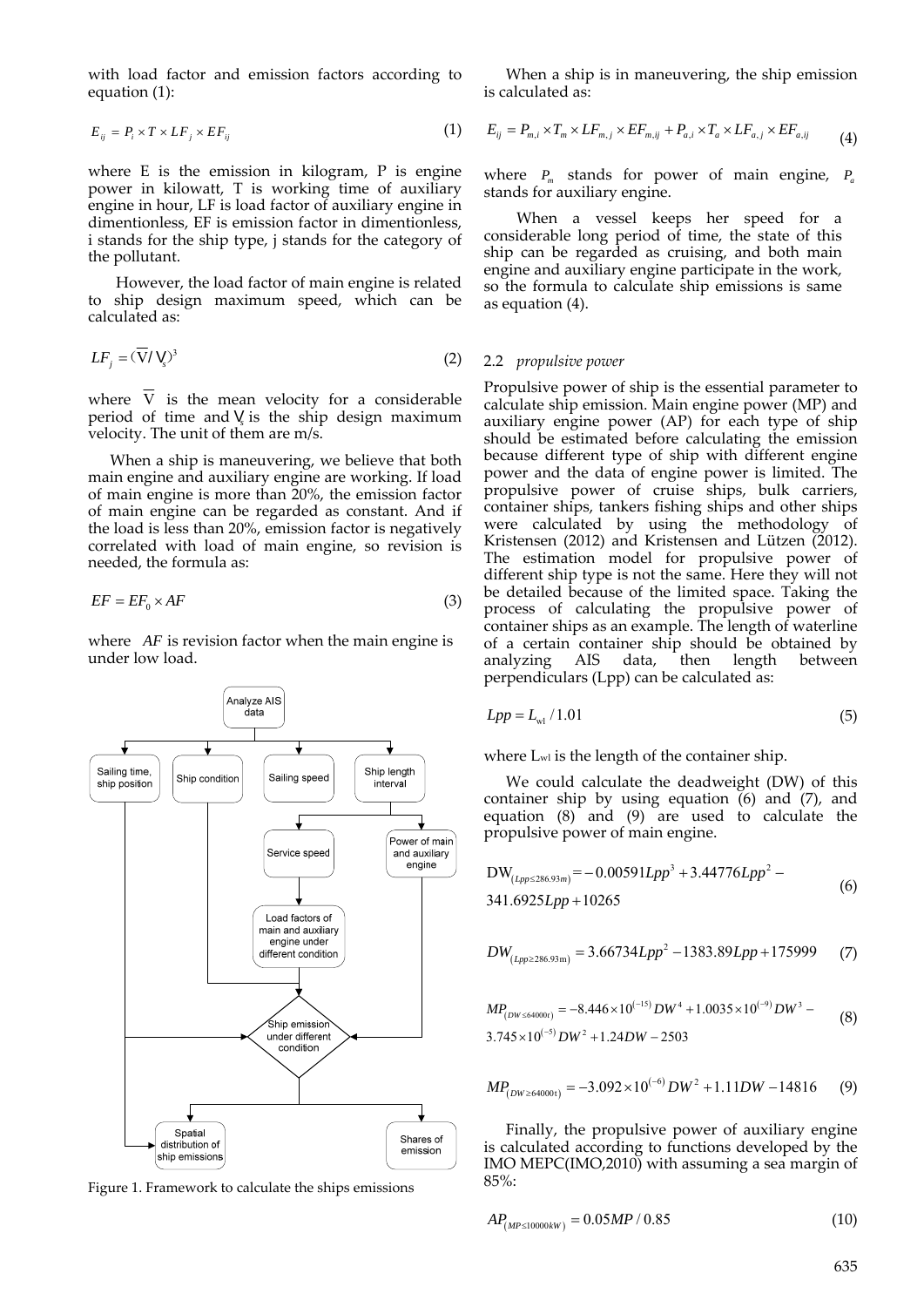with load factor and emission factors according to equation (1):

$$E_{ij} = P_i \times T \times LF_j \times EF_{ij} \tag{1}$$

where E is the emission in kilogram, P is engine power in kilowatt, T is working time of auxiliary engine in hour, LF is load factor of auxiliary engine in dimentionless, EF is emission factor in dimentionless, i stands for the ship type, j stands for the category of the pollutant.

However, the load factor of main engine is related to ship design maximum speed, which can be calculated as:

$$LF_j = (\overline{V} / V_s)^3 \tag{2}$$

where $\overline{V}$ is the mean velocity for a considerable period of time and $V_s$ is the ship design maximum velocity. The unit of them are m/s.

When a ship is maneuvering, we believe that both main engine and auxiliary engine are working. If load of main engine is more than 20%, the emission factor of main engine can be regarded as constant. And if the load is less than 20%, emission factor is negatively correlated with load of main engine, so revision is needed, the formula as:

$$EF = EF_0 \times AF \tag{3}$$

where $AF$ is revision factor when the main engine is under low load.

Figure 1. Framework to calculate the ships emissions

When a ship is in maneuvering, the ship emission is calculated as:

$$E_{ij} = P_{m,i} \times T_m \times LF_{m,j} \times EF_{m,ij} + P_{a,i} \times T_a \times LF_{a,j} \times EF_{a,ij} \tag{4}$$

where $P_m$ stands for power of main engine, $P_a$ stands for auxiliary engine.

When a vessel keeps her speed for a considerable long period of time, the state of this ship can be regarded as cruising, and both main engine and auxiliary engine participate in the work, so the formula to calculate ship emissions is same as equation (4).

### 2.2 *propulsive power*

Propulsive power of ship is the essential parameter to calculate ship emission. Main engine power (MP) and auxiliary engine power (AP) for each type of ship should be estimated before calculating the emission because different type of ship with different engine power and the data of engine power is limited. The propulsive power of cruise ships, bulk carriers, container ships, tankers fishing ships and other ships were calculated by using the methodology of Kristensen (2012) and Kristensen and Lützen (2012). The estimation model for propulsive power of different ship type is not the same. Here they will not be detailed because of the limited space. Taking the process of calculating the propulsive power of container ships as an example. The length of waterline of a certain container ship should be obtained by analyzing AIS data, then length between perpendiculars (Lpp) can be calculated as:

$$Lpp = L_{wl} / 1.01 \tag{5}$$

where $L_{wl}$ is the length of the container ship.

We could calculate the deadweight (DW) of this container ship by using equation (6) and (7), and equation (8) and (9) are used to calculate the propulsive power of main engine.

$$\mathrm{DW}_{(Lpp \le 286.93m)} = -0.00591 Lpp^3 + 3.44776 Lpp^2 - 341.6925 Lpp + 10265 \tag{6}$$

$$DW_{(Lpp \ge 286.93m)} = 3.66734 Lpp^2 - 1383.89 Lpp + 175999 \tag{7}$$

$$MP_{(DW \le 64000t)} = -8.446 \times 10^{(-15)} DW^4 + 1.0035 \times 10^{(-9)} DW^3 - 3.745 \times 10^{(-5)} DW^2 + 1.24 DW - 2503 \tag{8}$$

$$MP_{(DW \ge 64000t)} = -3.092 \times 10^{(-6)} DW^2 + 1.11 DW - 14816 \tag{9}$$

Finally, the propulsive power of auxiliary engine is calculated according to functions developed by the IMO MEPC(IMO,2010) with assuming a sea margin of 85%:

$$AP_{(MP \le 10000kW)} = 0.05 MP / 0.85 \tag{10}$$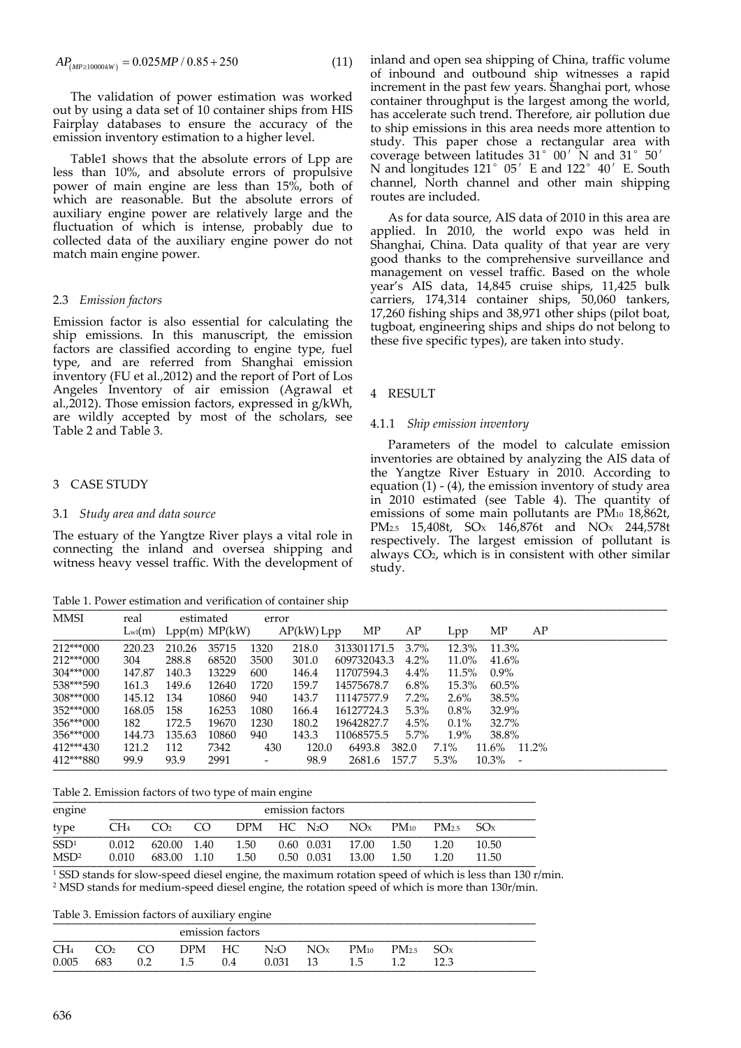$$AP_{(MP \geq 10000kW)} = 0.025MP / 0.85 + 250 \tag{11}$$

The validation of power estimation was worked out by using a data set of 10 container ships from HIS Fairplay databases to ensure the accuracy of the emission inventory estimation to a higher level.

Table1 shows that the absolute errors of Lpp are less than 10%, and absolute errors of propulsive power of main engine are less than 15%, both of which are reasonable. But the absolute errors of auxiliary engine power are relatively large and the fluctuation of which is intense, probably due to collected data of the auxiliary engine power do not match main engine power.

### 2.3 *Emission factors*

Emission factor is also essential for calculating the ship emissions. In this manuscript, the emission factors are classified according to engine type, fuel type, and are referred from Shanghai emission inventory (FU et al.,2012) and the report of Port of Los Angeles Inventory of air emission (Agrawal et al.,2012). Those emission factors, expressed in g/kWh, are wildly accepted by most of the scholars, see Table 2 and Table 3.

## 3 CASE STUDY

### 3.1 *Study area and data source*

The estuary of the Yangtze River plays a vital role in connecting the inland and oversea shipping and witness heavy vessel traffic. With the development of inland and open sea shipping of China, traffic volume of inbound and outbound ship witnesses a rapid increment in the past few years. Shanghai port, whose container throughput is the largest among the world, has accelerate such trend. Therefore, air pollution due to ship emissions in this area needs more attention to study. This paper chose a rectangular area with coverage between latitudes 31° 00′ N and 31° 50′ N and longitudes 121° 05′ E and 122° 40′ E. South channel, North channel and other main shipping routes are included.

As for data source, AIS data of 2010 in this area are applied. In 2010, the world expo was held in Shanghai, China. Data quality of that year are very good thanks to the comprehensive surveillance and management on vessel traffic. Based on the whole year's AIS data, 14,845 cruise ships, 11,425 bulk carriers, 174,314 container ships, 50,060 tankers, 17,260 fishing ships and 38,971 other ships (pilot boat, tugboat, engineering ships and ships do not belong to these five specific types), are taken into study.

## 4 RESULT

### 4.1.1 *Ship emission inventory*

Parameters of the model to calculate emission inventories are obtained by analyzing the AIS data of the Yangtze River Estuary in 2010. According to equation (1) - (4), the emission inventory of study area in 2010 estimated (see Table 4). The quantity of emissions of some main pollutants are $PM_{10}$ 18,862t, $PM_{2.5}$ 15,408t, $SO_X$ 146,876t and $NO_X$ 244,578t respectively. The largest emission of pollutant is always $CO_2$, which is in consistent with other similar study.

Table 1. Power estimation and verification of container ship

| MMSI | real | | | | estimated | | | error | | |
|---|---|---|---|---|---|---|---|---|---|---|
| | $L_{wl}$(m) | Lpp(m) | MP(kW) | AP(kW) | Lpp | MP | AP | Lpp | MP | AP |
| 212***000 | 220.23 | 210.26 | 35715 | 1320 | 218.0 | 31330 | 1171.5 | 3.7% | 12.3% | 11.3% |
| 212***000 | 304 | 288.8 | 68520 | 3500 | 301.0 | 60973 | 2043.3 | 4.2% | 11.0% | 41.6% |
| 304***000 | 147.87 | 140.3 | 13229 | 600 | 146.4 | 11707 | 594.3 | 4.4% | 11.5% | 0.9% |
| 538***590 | 161.3 | 149.6 | 12640 | 1720 | 159.7 | 14575 | 678.7 | 6.8% | 15.3% | 60.5% |
| 308***000 | 145.12 | 134 | 10860 | 940 | 143.7 | 11147 | 577.9 | 7.2% | 2.6% | 38.5% |
| 352***000 | 168.05 | 158 | 16253 | 1080 | 166.4 | 16127 | 724.3 | 5.3% | 0.8% | 32.9% |
| 356***000 | 182 | 172.5 | 19670 | 1230 | 180.2 | 19642 | 827.7 | 4.5% | 0.1% | 32.7% |
| 356***000 | 144.73 | 135.63 | 10860 | 940 | 143.3 | 11068 | 575.5 | 5.7% | 1.9% | 38.8% |
| 412***430 | 121.2 | 112 | 7342 | 430 | 120.0 | 6493.8 | 382.0 | 7.1% | 11.6% | 11.2% |
| 412***880 | 99.9 | 93.9 | 2991 | - | 98.9 | 2681.6 | 157.7 | 5.3% | 10.3% | - |

Table 2. Emission factors of two type of main engine

| engine | emission factors | | | | | | | | | |
|---|---|---|---|---|---|---|---|---|---|---|
| type | $CH_4$ | $CO_2$ | CO | DPM | HC | $N_2O$ | $NO_X$ | $PM_{10}$ | $PM_{2.5}$ | $SO_X$ |
| SSD[1] | 0.012 | 620.00 | 1.40 | 1.50 | 0.60 | 0.031 | 17.00 | 1.50 | 1.20 | 10.50 |
| MSD[2] | 0.010 | 683.00 | 1.10 | 1.50 | 0.50 | 0.031 | 13.00 | 1.50 | 1.20 | 11.50 |

[1] SSD stands for slow-speed diesel engine, the maximum rotation speed of which is less than 130 r/min.
[2] MSD stands for medium-speed diesel engine, the rotation speed of which is more than 130r/min.

Table 3. Emission factors of auxiliary engine

| emission factors | | | | | | | | | |
|---|---|---|---|---|---|---|---|---|---|
| $CH_4$ | $CO_2$ | CO | DPM | HC | $N_2O$ | $NO_X$ | $PM_{10}$ | $PM_{2.5}$ | $SO_X$ |
| 0.005 | 683 | 0.2 | 1.5 | 0.4 | 0.031 | 13 | 1.5 | 1.2 | 12.3 |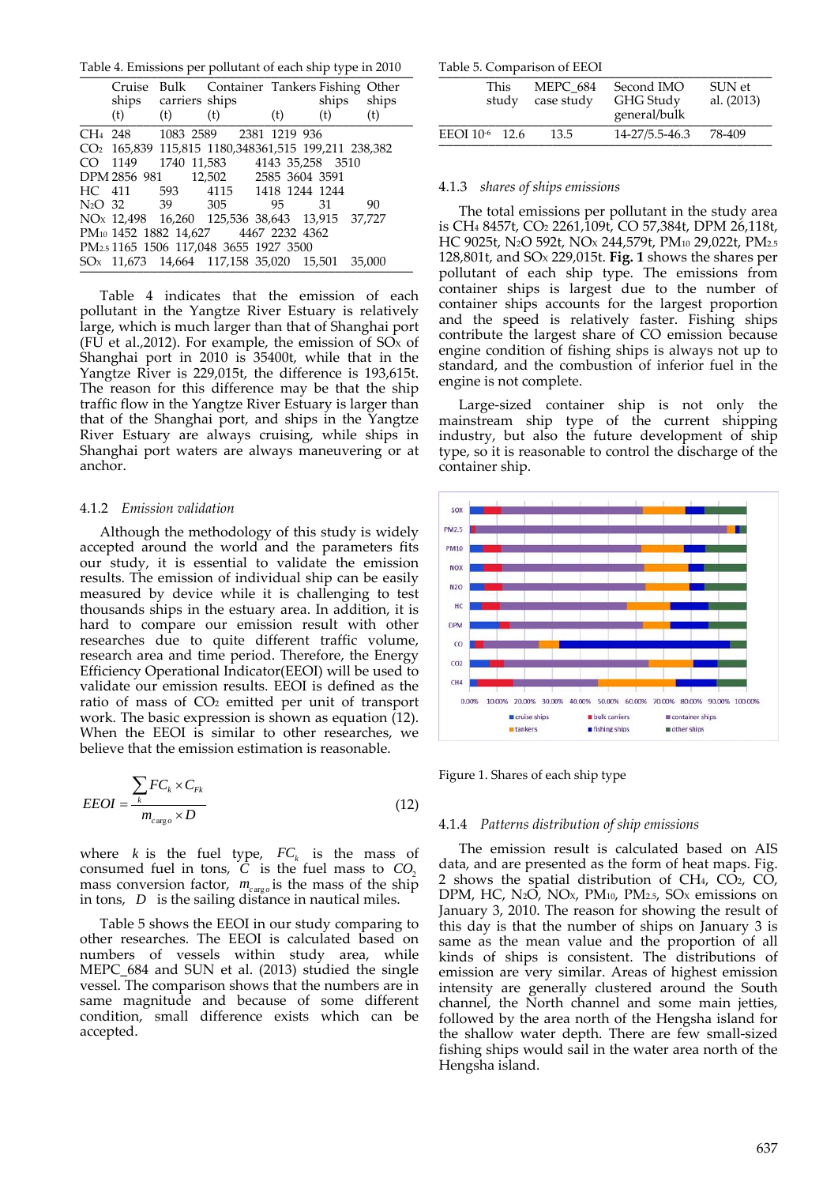Table 4. Emissions per pollutant of each ship type in 2010

| | Cruise ships (t) | Bulk carriers (t) | Container ships (t) | Tankers (t) | Fishing ships (t) | Other ships (t) |
|---|---|---|---|---|---|---|
| $CH_4$ | 248 | 1083 | 2589 | 2381 | 1219 | 936 |
| $CO_2$ | 165,839 | 115,815 | 1180,348 | 361,515 | 199,211 | 238,382 |
| CO | 1149 | 1740 | 11,583 | 4143 | 35,258 | 3510 |
| DPM | 2856 | 981 | 12,502 | 2585 | 3604 | 3591 |
| HC | 411 | 593 | 4115 | 1418 | 1244 | 1244 |
| $N_2O$ | 32 | 39 | 305 | 95 | 31 | 90 |
| $NO_X$ | 12,498 | 16,260 | 125,536 | 38,643 | 13,915 | 37,727 |
| $PM_{10}$ | 1452 | 1882 | 14,627 | 4467 | 2232 | 4362 |
| $PM_{2.5}$ | 1165 | 1506 | 117,048 | 3655 | 1927 | 3500 |
| $SO_X$ | 11,673 | 14,664 | 117,158 | 35,020 | 15,501 | 35,000 |

Table 4 indicates that the emission of each pollutant in the Yangtze River Estuary is relatively large, which is much larger than that of Shanghai port (FU et al.,2012). For example, the emission of $SO_X$ of Shanghai port in 2010 is 35400t, while that in the Yangtze River is 229,015t, the difference is 193,615t. The reason for this difference may be that the ship traffic flow in the Yangtze River Estuary is larger than that of the Shanghai port, and ships in the Yangtze River Estuary are always cruising, while ships in Shanghai port waters are always maneuvering or at anchor.

### 4.1.2 *Emission validation*

Although the methodology of this study is widely accepted around the world and the parameters fits our study, it is essential to validate the emission results. The emission of individual ship can be easily measured by device while it is challenging to test thousands ships in the estuary area. In addition, it is hard to compare our emission result with other researches due to quite different traffic volume, research area and time period. Therefore, the Energy Efficiency Operational Indicator(EEOI) will be used to validate our emission results. EEOI is defined as the ratio of mass of $CO_2$ emitted per unit of transport work. The basic expression is shown as equation (12). When the EEOI is similar to other researches, we believe that the emission estimation is reasonable.

$$EEOI = \frac{\sum_k FC_k \times C_{Fk}}{m_{cargo} \times D} \tag{12}$$

where $k$ is the fuel type, $FC_k$ is the mass of consumed fuel in tons, $C$ is the fuel mass to $CO_2$ mass conversion factor, $m_{cargo}$ is the mass of the ship in tons, $D$ is the sailing distance in nautical miles.

Table 5 shows the EEOI in our study comparing to other researches. The EEOI is calculated based on numbers of vessels within study area, while MEPC_684 and SUN et al. (2013) studied the single vessel. The comparison shows that the numbers are in same magnitude and because of some different condition, small difference exists which can be accepted.

Table 5. Comparison of EEOI

| | This study | MEPC_684 case study | Second IMO GHG Study general/bulk | SUN et al. (2013) |
|---|---|---|---|---|
| EEOI $10^{-6}$ | 12.6 | 13.5 | 14-27/5.5-46.3 | 78-409 |

### 4.1.3 *shares of ships emissions*

The total emissions per pollutant in the study area is $CH_4$ 8457t, $CO_2$ 2261,109t, CO 57,384t, DPM 26,118t, HC 9025t, $N_2O$ 592t, $NO_X$ 244,579t, $PM_{10}$ 29,022t, $PM_{2.5}$ 128,801t, and $SO_X$ 229,015t. **Fig. 1** shows the shares per pollutant of each ship type. The emissions from container ships is largest due to the number of container ships accounts for the largest proportion and the speed is relatively faster. Fishing ships contribute the largest share of CO emission because engine condition of fishing ships is always not up to standard, and the combustion of inferior fuel in the engine is not complete.

Large-sized container ship is not only the mainstream ship type of the current shipping industry, but also the future development of ship type, so it is reasonable to control the discharge of the container ship.

Figure 1. Shares of each ship type

### 4.1.4 *Patterns distribution of ship emissions*

The emission result is calculated based on AIS data, and are presented as the form of heat maps. Fig. 2 shows the spatial distribution of $CH_4$, $CO_2$, CO, DPM, HC, $N_2O$, $NO_X$, $PM_{10}$, $PM_{2.5}$, $SO_X$ emissions on January 3, 2010. The reason for showing the result of this day is that the number of ships on January 3 is same as the mean value and the proportion of all kinds of ships is consistent. The distributions of emission are very similar. Areas of highest emission intensity are generally clustered around the South channel, the North channel and some main jetties, followed by the area north of the Hengsha island for the shallow water depth. There are few small-sized fishing ships would sail in the water area north of the Hengsha island.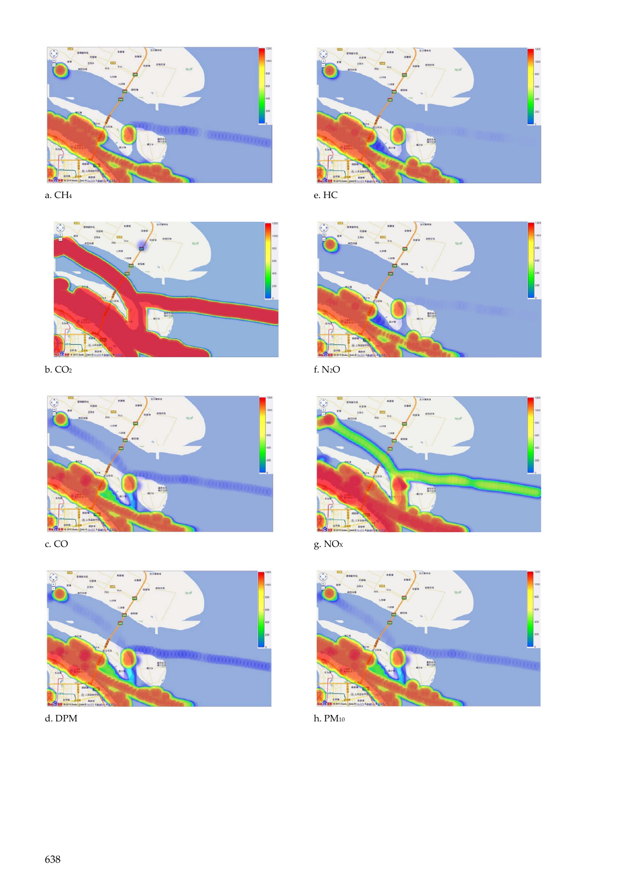a. $CH_4$

e. HC

b. $CO_2$

f. $N_2O$

c. CO

g. $NO_x$

d. DPM

h. $PM_{10}$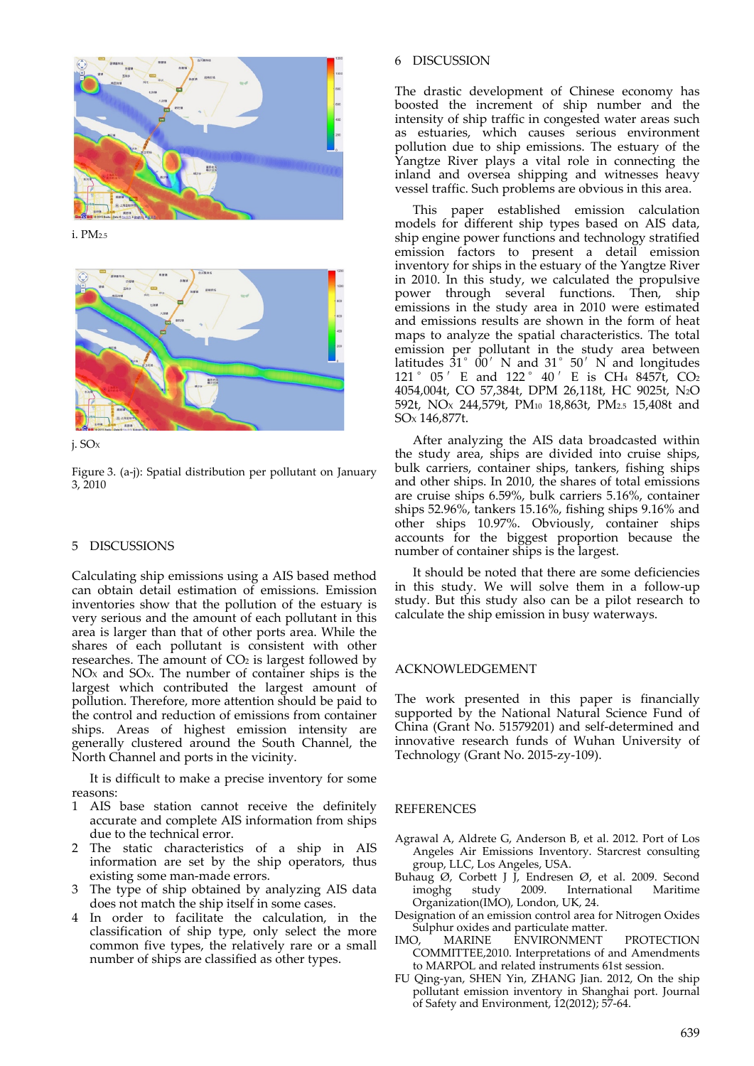i. $PM_{2.5}$

j. $SO_X$

Figure 3. (a-j): Spatial distribution per pollutant on January 3, 2010

## 5 DISCUSSIONS

Calculating ship emissions using a AIS based method can obtain detail estimation of emissions. Emission inventories show that the pollution of the estuary is very serious and the amount of each pollutant in this area is larger than that of other ports area. While the shares of each pollutant is consistent with other researches. The amount of $CO_2$ is largest followed by $NO_X$ and $SO_X$. The number of container ships is the largest which contributed the largest amount of pollution. Therefore, more attention should be paid to the control and reduction of emissions from container ships. Areas of highest emission intensity are generally clustered around the South Channel, the North Channel and ports in the vicinity.

It is difficult to make a precise inventory for some reasons:

1. AIS base station cannot receive the definitely accurate and complete AIS information from ships due to the technical error.
2. The static characteristics of a ship in AIS information are set by the ship operators, thus existing some man-made errors.
3. The type of ship obtained by analyzing AIS data does not match the ship itself in some cases.
4. In order to facilitate the calculation, in the classification of ship type, only select the more common five types, the relatively rare or a small number of ships are classified as other types.

## 6 DISCUSSION

The drastic development of Chinese economy has boosted the increment of ship number and the intensity of ship traffic in congested water areas such as estuaries, which causes serious environment pollution due to ship emissions. The estuary of the Yangtze River plays a vital role in connecting the inland and oversea shipping and witnesses heavy vessel traffic. Such problems are obvious in this area.

This paper established emission calculation models for different ship types based on AIS data, ship engine power functions and technology stratified emission factors to present a detail emission inventory for ships in the estuary of the Yangtze River in 2010. In this study, we calculated the propulsive power through several functions. Then, ship emissions in the study area in 2010 were estimated and emissions results are shown in the form of heat maps to analyze the spatial characteristics. The total emission per pollutant in the study area between latitudes 31° 00′ N and 31° 50′ N and longitudes 121° 05′ E and 122° 40′ E is $CH_4$ 8457t, $CO_2$ 4054,004t, CO 57,384t, DPM 26,118t, HC 9025t, $N_2O$ 592t, $NO_X$ 244,579t, $PM_{10}$ 18,863t, $PM_{2.5}$ 15,408t and $SO_X$ 146,877t.

After analyzing the AIS data broadcasted within the study area, ships are divided into cruise ships, bulk carriers, container ships, tankers, fishing ships and other ships. In 2010, the shares of total emissions are cruise ships 6.59%, bulk carriers 5.16%, container ships 52.96%, tankers 15.16%, fishing ships 9.16% and other ships 10.97%. Obviously, container ships accounts for the biggest proportion because the number of container ships is the largest.

It should be noted that there are some deficiencies in this study. We will solve them in a follow-up study. But this study also can be a pilot research to calculate the ship emission in busy waterways.

## ACKNOWLEDGEMENT

The work presented in this paper is financially supported by the National Natural Science Fund of China (Grant No. 51579201) and self-determined and innovative research funds of Wuhan University of Technology (Grant No. 2015-zy-109).

## REFERENCES

Agrawal A, Aldrete G, Anderson B, et al. 2012. Port of Los Angeles Air Emissions Inventory. Starcrest consulting group, LLC, Los Angeles, USA.

Buhaug Ø, Corbett J J, Endresen Ø, et al. 2009. Second imoghg study 2009. International Maritime Organization(IMO), London, UK, 24.

Designation of an emission control area for Nitrogen Oxides Sulphur oxides and particulate matter.

IMO, MARINE ENVIRONMENT PROTECTION COMMITTEE,2010. Interpretations of and Amendments to MARPOL and related instruments 61st session.

FU Qing-yan, SHEN Yin, ZHANG Jian. 2012, On the ship pollutant emission inventory in Shanghai port. Journal of Safety and Environment, 12(2012); 57-64.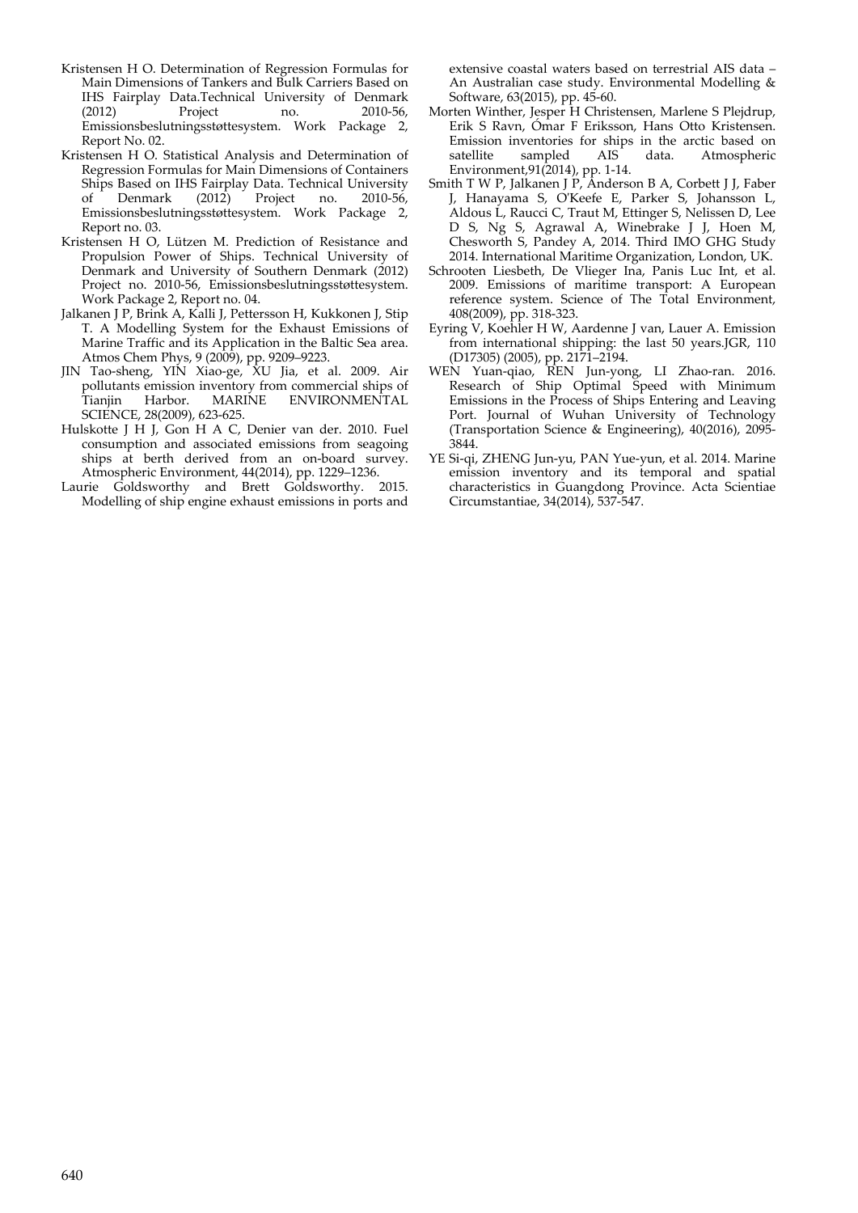Kristensen H O. Determination of Regression Formulas for Main Dimensions of Tankers and Bulk Carriers Based on IHS Fairplay Data.Technical University of Denmark (2012) Project no. 2010-56, Emissionsbeslutningsstøttesystem. Work Package 2, Report No. 02.

Kristensen H O. Statistical Analysis and Determination of Regression Formulas for Main Dimensions of Containers Ships Based on IHS Fairplay Data. Technical University of Denmark (2012) Project no. 2010-56, Emissionsbeslutningsstøttesystem. Work Package 2, Report no. 03.

Kristensen H O, Lützen M. Prediction of Resistance and Propulsion Power of Ships. Technical University of Denmark and University of Southern Denmark (2012) Project no. 2010-56, Emissionsbeslutningsstøttesystem. Work Package 2, Report no. 04.

Jalkanen J P, Brink A, Kalli J, Pettersson H, Kukkonen J, Stip T. A Modelling System for the Exhaust Emissions of Marine Traffic and its Application in the Baltic Sea area. Atmos Chem Phys, 9 (2009), pp. 9209–9223.

JIN Tao-sheng, YIN Xiao-ge, XU Jia, et al. 2009. Air pollutants emission inventory from commercial ships of Tianjin Harbor. MARINE ENVIRONMENTAL SCIENCE, 28(2009), 623-625.

Hulskotte J H J, Gon H A C, Denier van der. 2010. Fuel consumption and associated emissions from seagoing ships at berth derived from an on-board survey. Atmospheric Environment, 44(2014), pp. 1229–1236.

Laurie Goldsworthy and Brett Goldsworthy. 2015. Modelling of ship engine exhaust emissions in ports and extensive coastal waters based on terrestrial AIS data – An Australian case study. Environmental Modelling & Software, 63(2015), pp. 45-60.

Morten Winther, Jesper H Christensen, Marlene S Plejdrup, Erik S Ravn, Ómar F Eriksson, Hans Otto Kristensen. Emission inventories for ships in the arctic based on satellite sampled AIS data. Atmospheric Environment,91(2014), pp. 1-14.

Smith T W P, Jalkanen J P, Anderson B A, Corbett J J, Faber J, Hanayama S, O'Keefe E, Parker S, Johansson L, Aldous L, Raucci C, Traut M, Ettinger S, Nelissen D, Lee D S, Ng S, Agrawal A, Winebrake J J, Hoen M, Chesworth S, Pandey A, 2014. Third IMO GHG Study 2014. International Maritime Organization, London, UK.

Schrooten Liesbeth, De Vlieger Ina, Panis Luc Int, et al. 2009. Emissions of maritime transport: A European reference system. Science of The Total Environment, 408(2009), pp. 318-323.

Eyring V, Koehler H W, Aardenne J van, Lauer A. Emission from international shipping: the last 50 years.JGR, 110 (D17305) (2005), pp. 2171–2194.

WEN Yuan-qiao, REN Jun-yong, LI Zhao-ran. 2016. Research of Ship Optimal Speed with Minimum Emissions in the Process of Ships Entering and Leaving Port. Journal of Wuhan University of Technology (Transportation Science & Engineering), 40(2016), 2095-3844.

YE Si-qi, ZHENG Jun-yu, PAN Yue-yun, et al. 2014. Marine emission inventory and its temporal and spatial characteristics in Guangdong Province. Acta Scientiae Circumstantiae, 34(2014), 537-547.